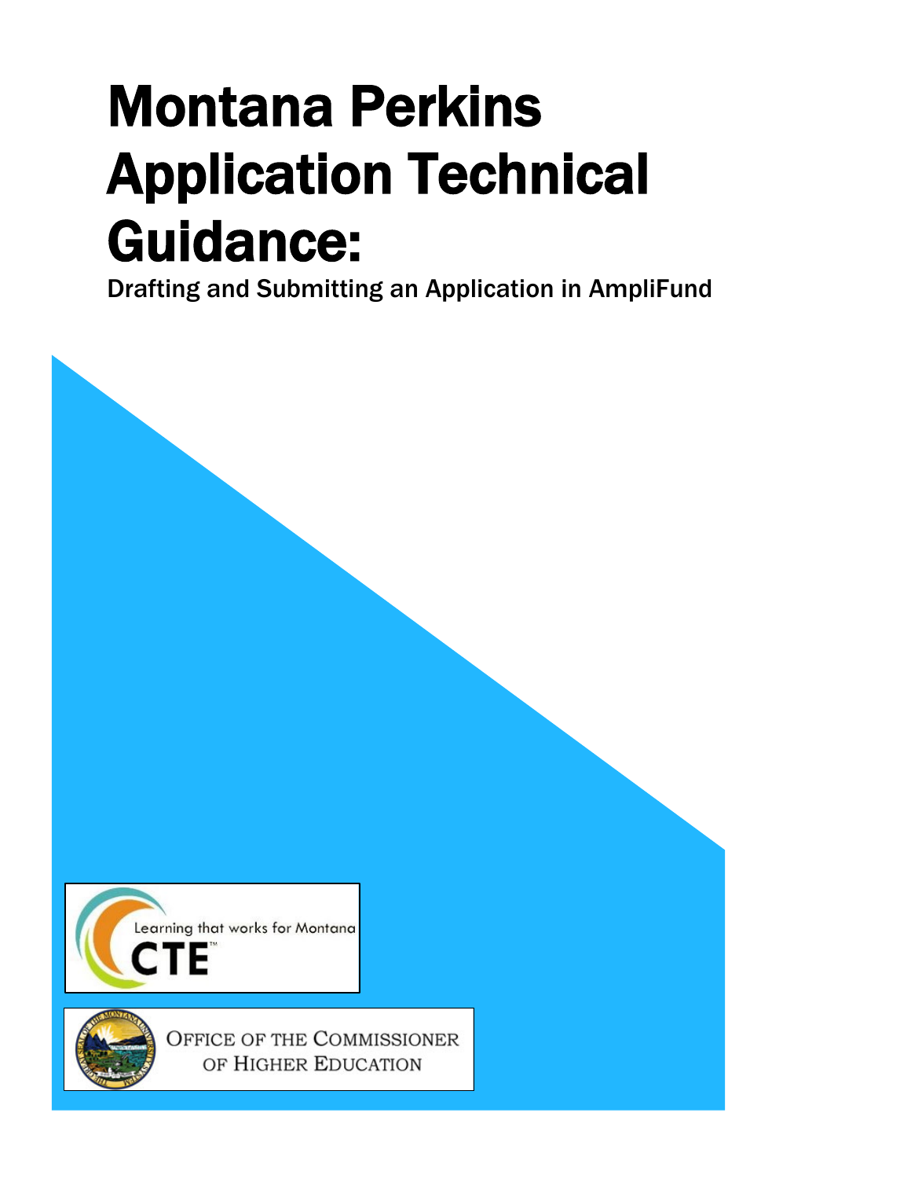# Montana Perkins Application Technical Guidance:

Drafting and Submitting an Application in AmpliFund

Learning that works for Montana

CTE™

Office of the Commissioner of Higher Education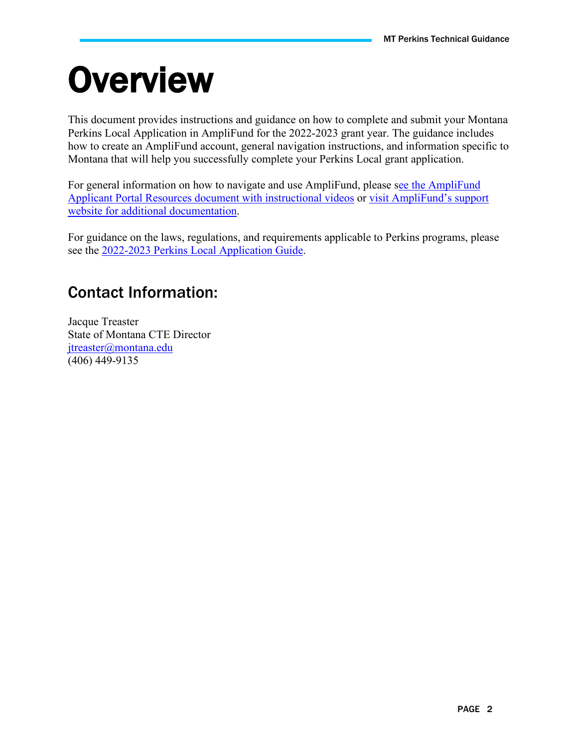# Overview

This document provides instructions and guidance on how to complete and submit your Montana Perkins Local Application in AmpliFund for the 2022-2023 grant year. The guidance includes how to create an AmpliFund account, general navigation instructions, and information specific to Montana that will help you successfully complete your Perkins Local grant application.

For general information on how to navigate and use AmpliFund, please see the AmpliFund Applicant Portal Resources document with instructional videos or visit AmpliFund's support website for additional documentation.

For guidance on the laws, regulations, and requirements applicable to Perkins programs, please see the 2022-2023 Perkins Local Application Guide.

## Contact Information:

Jacque Treaster
State of Montana CTE Director
jtreaster@montana.edu
(406) 449-9135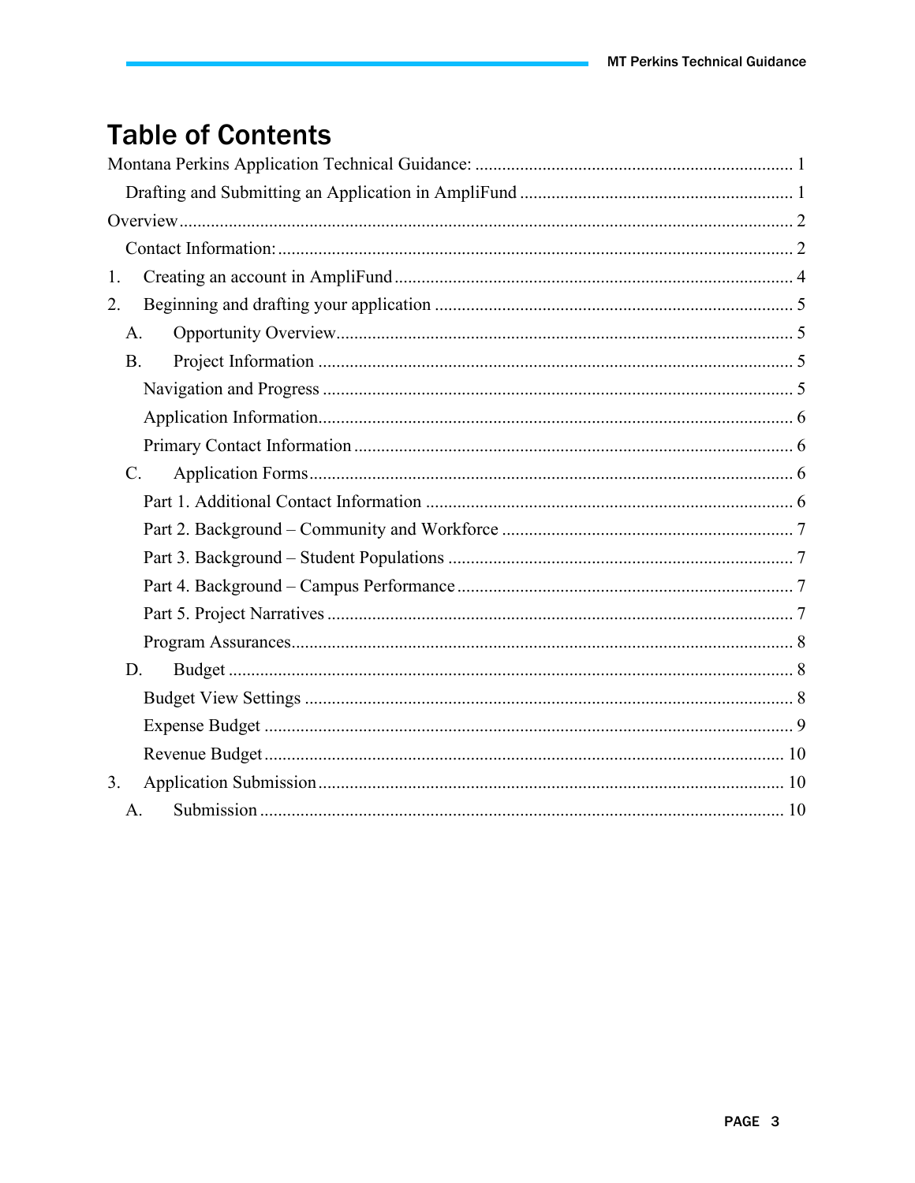# Table of Contents

Montana Perkins Application Technical Guidance: ........ 1

- Drafting and Submitting an Application in AmpliFund ........ 1

Overview ........ 2

- Contact Information: ........ 2

1. Creating an account in AmpliFund ........ 4
2. Beginning and drafting your application ........ 5
   - A. Opportunity Overview ........ 5
   - B. Project Information ........ 5
     - Navigation and Progress ........ 5
     - Application Information ........ 6
     - Primary Contact Information ........ 6
   - C. Application Forms ........ 6
     - Part 1. Additional Contact Information ........ 6
     - Part 2. Background – Community and Workforce ........ 7
     - Part 3. Background – Student Populations ........ 7
     - Part 4. Background – Campus Performance ........ 7
     - Part 5. Project Narratives ........ 7
     - Program Assurances ........ 8
   - D. Budget ........ 8
     - Budget View Settings ........ 8
     - Expense Budget ........ 9
     - Revenue Budget ........ 10
3. Application Submission ........ 10
   - A. Submission ........ 10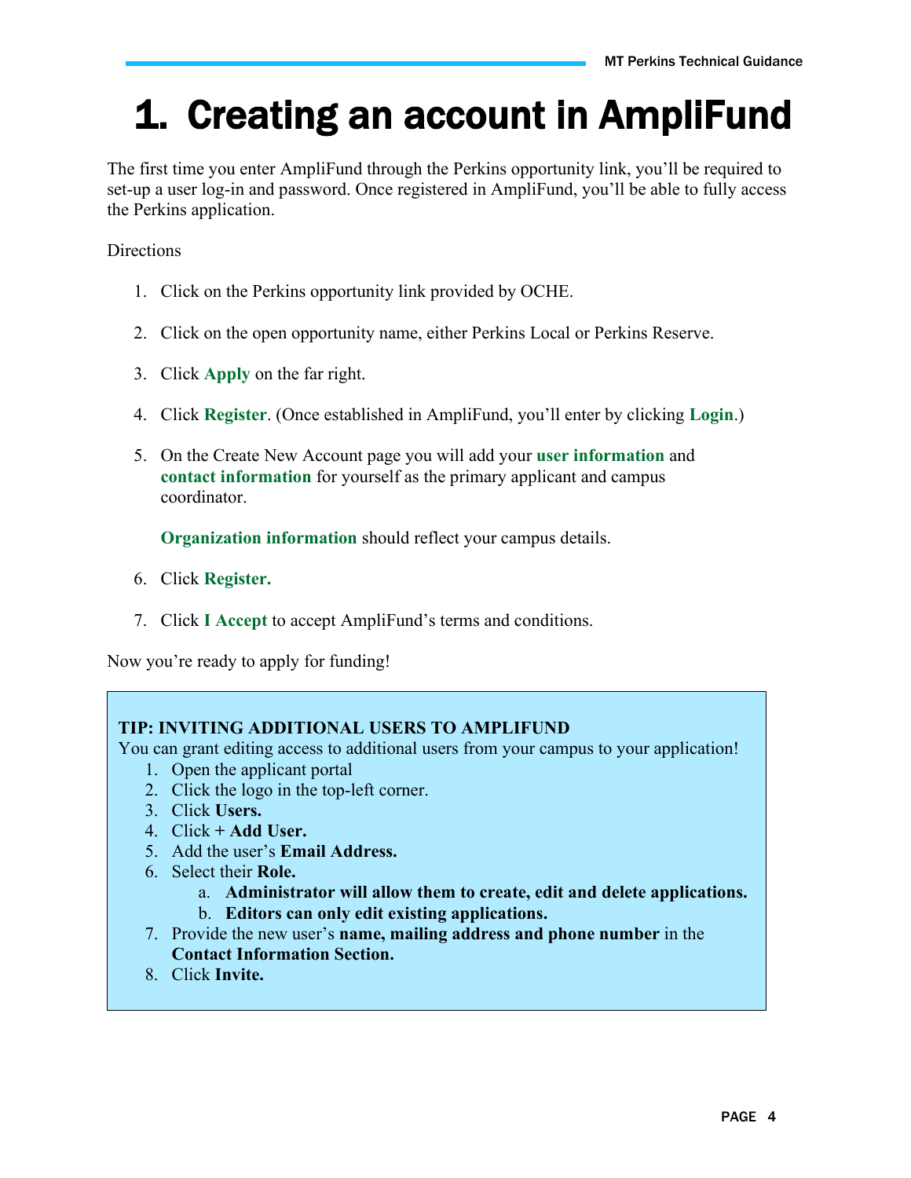# 1. Creating an account in AmpliFund

The first time you enter AmpliFund through the Perkins opportunity link, you'll be required to set-up a user log-in and password. Once registered in AmpliFund, you'll be able to fully access the Perkins application.

Directions

1. Click on the Perkins opportunity link provided by OCHE.

2. Click on the open opportunity name, either Perkins Local or Perkins Reserve.

3. Click **Apply** on the far right.

4. Click **Register**. (Once established in AmpliFund, you'll enter by clicking **Login**.)

5. On the Create New Account page you will add your **user information** and **contact information** for yourself as the primary applicant and campus coordinator.

   **Organization information** should reflect your campus details.

6. Click **Register.**

7. Click **I Accept** to accept AmpliFund's terms and conditions.

Now you're ready to apply for funding!

> **TIP: INVITING ADDITIONAL USERS TO AMPLIFUND**
> You can grant editing access to additional users from your campus to your application!
> 1. Open the applicant portal
> 2. Click the logo in the top-left corner.
> 3. Click **Users.**
> 4. Click **+ Add User.**
> 5. Add the user's **Email Address.**
> 6. Select their **Role.**
>     a. **Administrator will allow them to create, edit and delete applications.**
>     b. **Editors can only edit existing applications.**
> 7. Provide the new user's **name, mailing address and phone number** in the **Contact Information Section.**
> 8. Click **Invite.**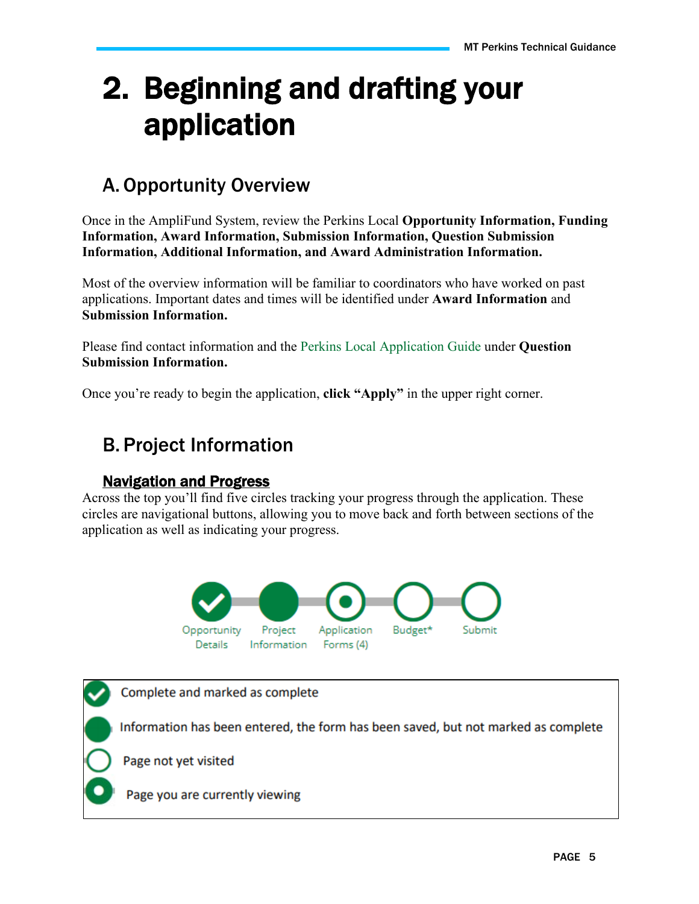# 2. Beginning and drafting your application

## A. Opportunity Overview

Once in the AmpliFund System, review the Perkins Local **Opportunity Information, Funding Information, Award Information, Submission Information, Question Submission Information, Additional Information, and Award Administration Information.**

Most of the overview information will be familiar to coordinators who have worked on past applications. Important dates and times will be identified under **Award Information** and **Submission Information.**

Please find contact information and the Perkins Local Application Guide under **Question Submission Information.**

Once you're ready to begin the application, **click "Apply"** in the upper right corner.

## B. Project Information

### Navigation and Progress

Across the top you'll find five circles tracking your progress through the application. These circles are navigational buttons, allowing you to move back and forth between sections of the application as well as indicating your progress.

Opportunity Details — Project Information — Application Forms (4) — Budget* — Submit

- Complete and marked as complete
- Information has been entered, the form has been saved, but not marked as complete
- Page not yet visited
- Page you are currently viewing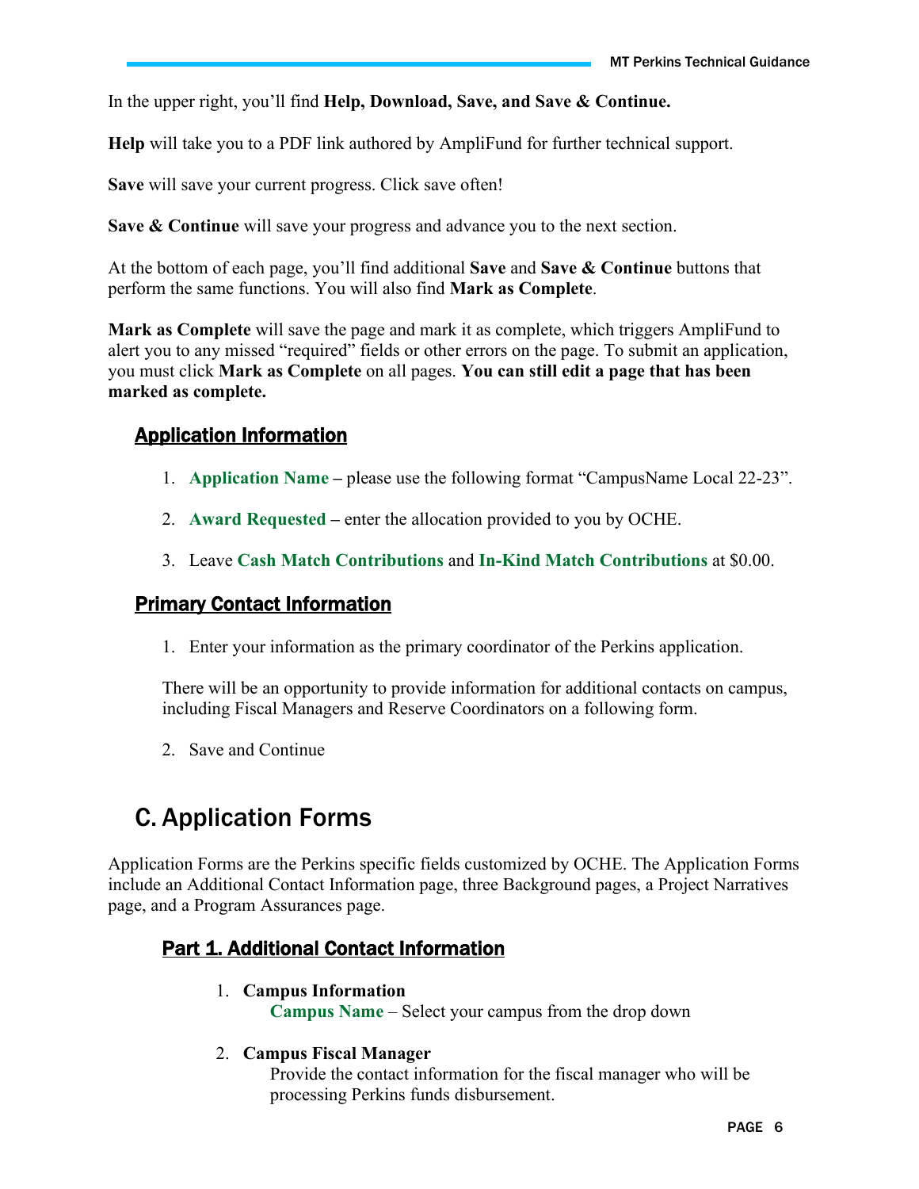In the upper right, you'll find **Help, Download, Save, and Save & Continue.**

**Help** will take you to a PDF link authored by AmpliFund for further technical support.

**Save** will save your current progress. Click save often!

**Save & Continue** will save your progress and advance you to the next section.

At the bottom of each page, you'll find additional **Save** and **Save & Continue** buttons that perform the same functions. You will also find **Mark as Complete**.

**Mark as Complete** will save the page and mark it as complete, which triggers AmpliFund to alert you to any missed "required" fields or other errors on the page. To submit an application, you must click **Mark as Complete** on all pages. **You can still edit a page that has been marked as complete.**

### Application Information

1. **Application Name** – please use the following format "CampusName Local 22-23".
2. **Award Requested** – enter the allocation provided to you by OCHE.
3. Leave **Cash Match Contributions** and **In-Kind Match Contributions** at $0.00.

### Primary Contact Information

1. Enter your information as the primary coordinator of the Perkins application.

   There will be an opportunity to provide information for additional contacts on campus, including Fiscal Managers and Reserve Coordinators on a following form.

2. Save and Continue

## C. Application Forms

Application Forms are the Perkins specific fields customized by OCHE. The Application Forms include an Additional Contact Information page, three Background pages, a Project Narratives page, and a Program Assurances page.

### Part 1. Additional Contact Information

1. **Campus Information**
   **Campus Name** – Select your campus from the drop down

2. **Campus Fiscal Manager**
   Provide the contact information for the fiscal manager who will be processing Perkins funds disbursement.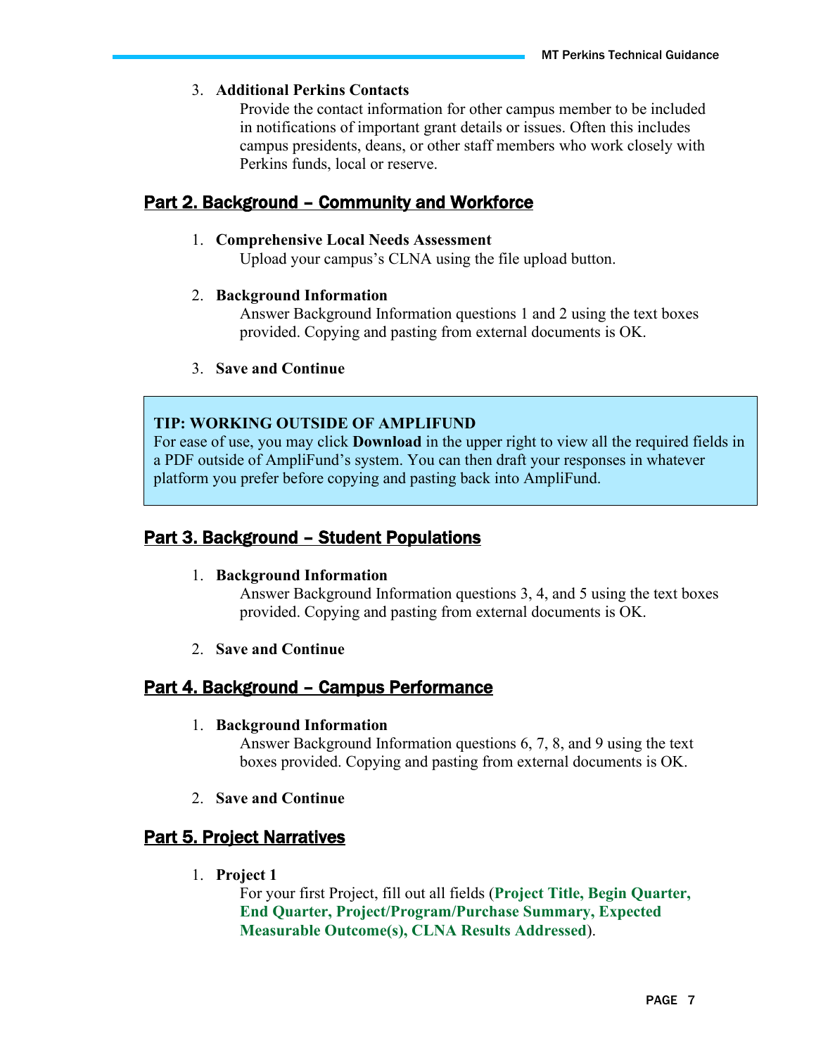3. **Additional Perkins Contacts**
   Provide the contact information for other campus member to be included in notifications of important grant details or issues. Often this includes campus presidents, deans, or other staff members who work closely with Perkins funds, local or reserve.

## Part 2. Background – Community and Workforce

1. **Comprehensive Local Needs Assessment**
   Upload your campus's CLNA using the file upload button.

2. **Background Information**
   Answer Background Information questions 1 and 2 using the text boxes provided. Copying and pasting from external documents is OK.

3. **Save and Continue**

> **TIP: WORKING OUTSIDE OF AMPLIFUND**
> For ease of use, you may click **Download** in the upper right to view all the required fields in a PDF outside of AmpliFund's system. You can then draft your responses in whatever platform you prefer before copying and pasting back into AmpliFund.

## Part 3. Background – Student Populations

1. **Background Information**
   Answer Background Information questions 3, 4, and 5 using the text boxes provided. Copying and pasting from external documents is OK.

2. **Save and Continue**

## Part 4. Background – Campus Performance

1. **Background Information**
   Answer Background Information questions 6, 7, 8, and 9 using the text boxes provided. Copying and pasting from external documents is OK.

2. **Save and Continue**

## Part 5. Project Narratives

1. **Project 1**
   For your first Project, fill out all fields (**Project Title, Begin Quarter, End Quarter, Project/Program/Purchase Summary, Expected Measurable Outcome(s), CLNA Results Addressed**).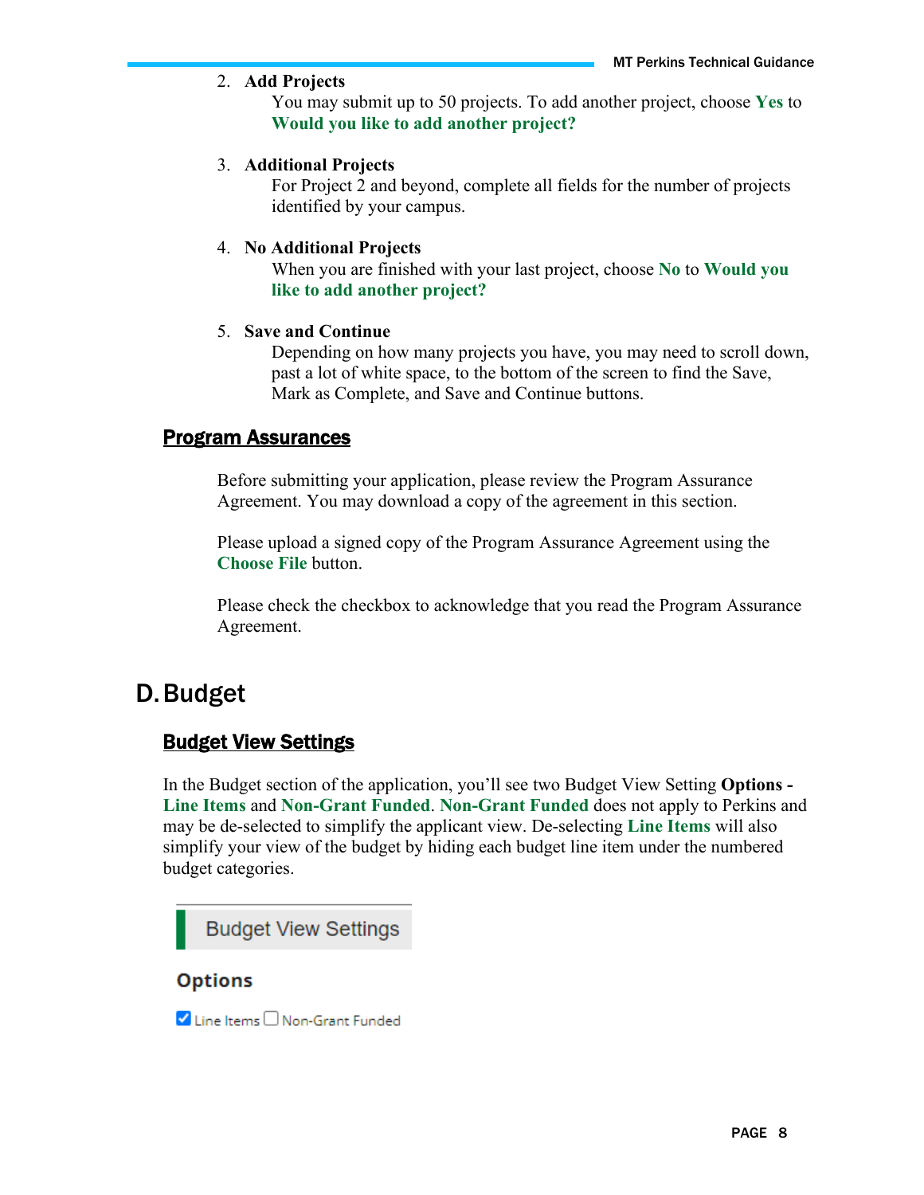2. **Add Projects**

   You may submit up to 50 projects. To add another project, choose **Yes** to **Would you like to add another project?**

3. **Additional Projects**

   For Project 2 and beyond, complete all fields for the number of projects identified by your campus.

4. **No Additional Projects**

   When you are finished with your last project, choose **No** to **Would you like to add another project?**

5. **Save and Continue**

   Depending on how many projects you have, you may need to scroll down, past a lot of white space, to the bottom of the screen to find the Save, Mark as Complete, and Save and Continue buttons.

### Program Assurances

Before submitting your application, please review the Program Assurance Agreement. You may download a copy of the agreement in this section.

Please upload a signed copy of the Program Assurance Agreement using the **Choose File** button.

Please check the checkbox to acknowledge that you read the Program Assurance Agreement.

## D. Budget

### Budget View Settings

In the Budget section of the application, you'll see two Budget View Setting **Options - Line Items** and **Non-Grant Funded**. **Non-Grant Funded** does not apply to Perkins and may be de-selected to simplify the applicant view. De-selecting **Line Items** will also simplify your view of the budget by hiding each budget line item under the numbered budget categories.

Budget View Settings

**Options**

☑ Line Items ☐ Non-Grant Funded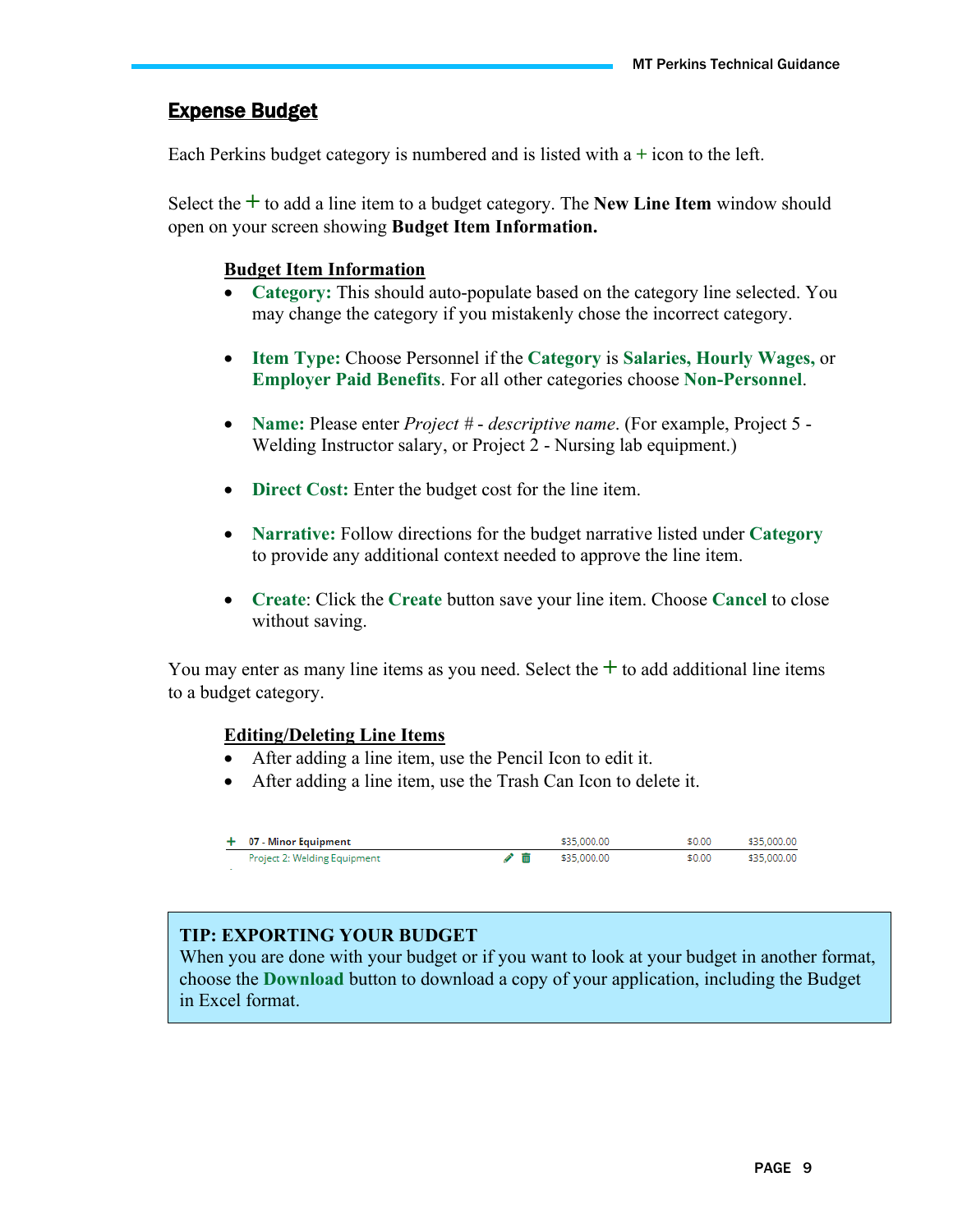## Expense Budget

Each Perkins budget category is numbered and is listed with a + icon to the left.

Select the + to add a line item to a budget category. The **New Line Item** window should open on your screen showing **Budget Item Information.**

**Budget Item Information**

- **Category:** This should auto-populate based on the category line selected. You may change the category if you mistakenly chose the incorrect category.
- **Item Type:** Choose Personnel if the **Category** is **Salaries, Hourly Wages,** or **Employer Paid Benefits**. For all other categories choose **Non-Personnel**.
- **Name:** Please enter *Project # - descriptive name*. (For example, Project 5 - Welding Instructor salary, or Project 2 - Nursing lab equipment.)
- **Direct Cost:** Enter the budget cost for the line item.
- **Narrative:** Follow directions for the budget narrative listed under **Category** to provide any additional context needed to approve the line item.
- **Create**: Click the **Create** button save your line item. Choose **Cancel** to close without saving.

You may enter as many line items as you need. Select the + to add additional line items to a budget category.

**Editing/Deleting Line Items**

- After adding a line item, use the Pencil Icon to edit it.
- After adding a line item, use the Trash Can Icon to delete it.

| | | | | | |
|---|---|---|---|---|---|
| + | **07 - Minor Equipment** | | $35,000.00 | $0.00 | $35,000.00 |
| | Project 2: Welding Equipment | ✎ 🗑 | $35,000.00 | $0.00 | $35,000.00 |

**TIP: EXPORTING YOUR BUDGET**
When you are done with your budget or if you want to look at your budget in another format, choose the **Download** button to download a copy of your application, including the Budget in Excel format.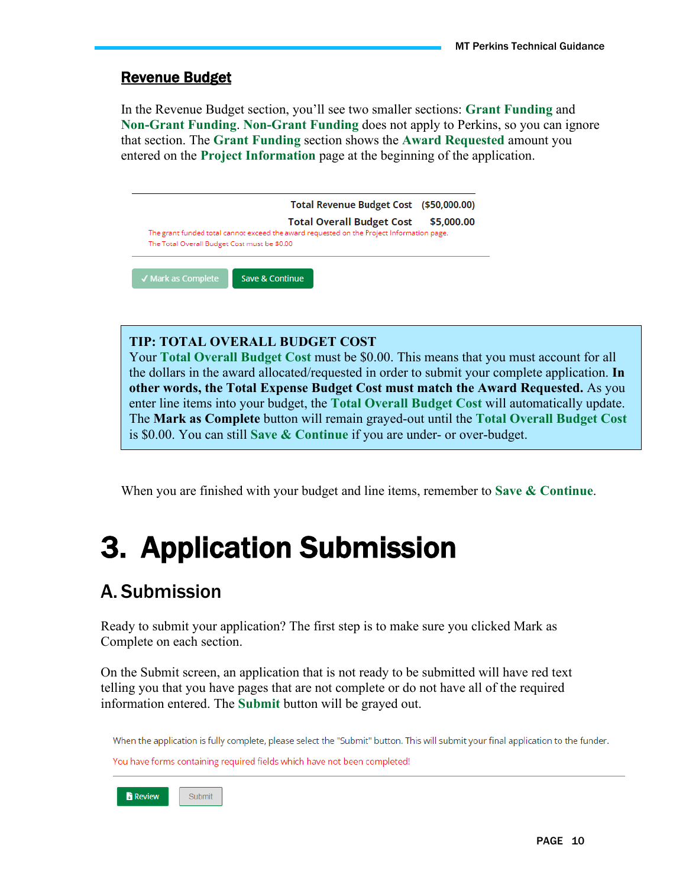## Revenue Budget

In the Revenue Budget section, you'll see two smaller sections: **Grant Funding** and **Non-Grant Funding**. **Non-Grant Funding** does not apply to Perkins, so you can ignore that section. The **Grant Funding** section shows the **Award Requested** amount you entered on the **Project Information** page at the beginning of the application.

Total Revenue Budget Cost ($50,000.00)

Total Overall Budget Cost $5,000.00

The grant funded total cannot exceed the award requested on the Project Information page.

The Total Overall Budget Cost must be $0.00

✓ Mark as Complete | Save & Continue

> **TIP: TOTAL OVERALL BUDGET COST**
> Your **Total Overall Budget Cost** must be $0.00. This means that you must account for all the dollars in the award allocated/requested in order to submit your complete application. **In other words, the Total Expense Budget Cost must match the Award Requested.** As you enter line items into your budget, the **Total Overall Budget Cost** will automatically update. The **Mark as Complete** button will remain grayed-out until the **Total Overall Budget Cost** is $0.00. You can still **Save & Continue** if you are under- or over-budget.

When you are finished with your budget and line items, remember to **Save & Continue**.

# 3. Application Submission

## A. Submission

Ready to submit your application? The first step is to make sure you clicked Mark as Complete on each section.

On the Submit screen, an application that is not ready to be submitted will have red text telling you that you have pages that are not complete or do not have all of the required information entered. The **Submit** button will be grayed out.

When the application is fully complete, please select the "Submit" button. This will submit your final application to the funder.

You have forms containing required fields which have not been completed!

Review | Submit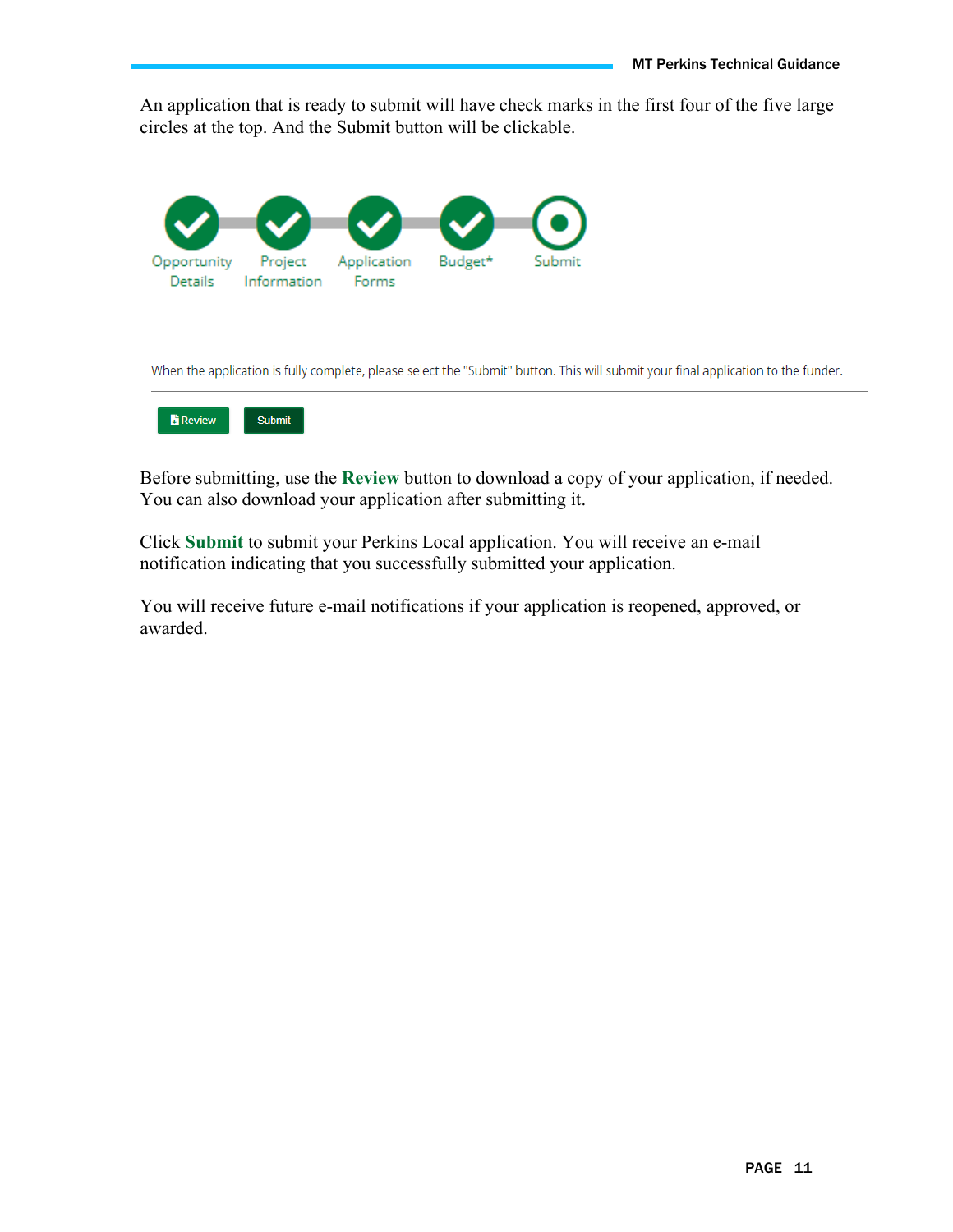An application that is ready to submit will have check marks in the first four of the five large circles at the top. And the Submit button will be clickable.

Opportunity Details
Project Information
Application Forms
Budget*
Submit

When the application is fully complete, please select the "Submit" button. This will submit your final application to the funder.

Review
Submit

Before submitting, use the **Review** button to download a copy of your application, if needed. You can also download your application after submitting it.

Click **Submit** to submit your Perkins Local application. You will receive an e-mail notification indicating that you successfully submitted your application.

You will receive future e-mail notifications if your application is reopened, approved, or awarded.